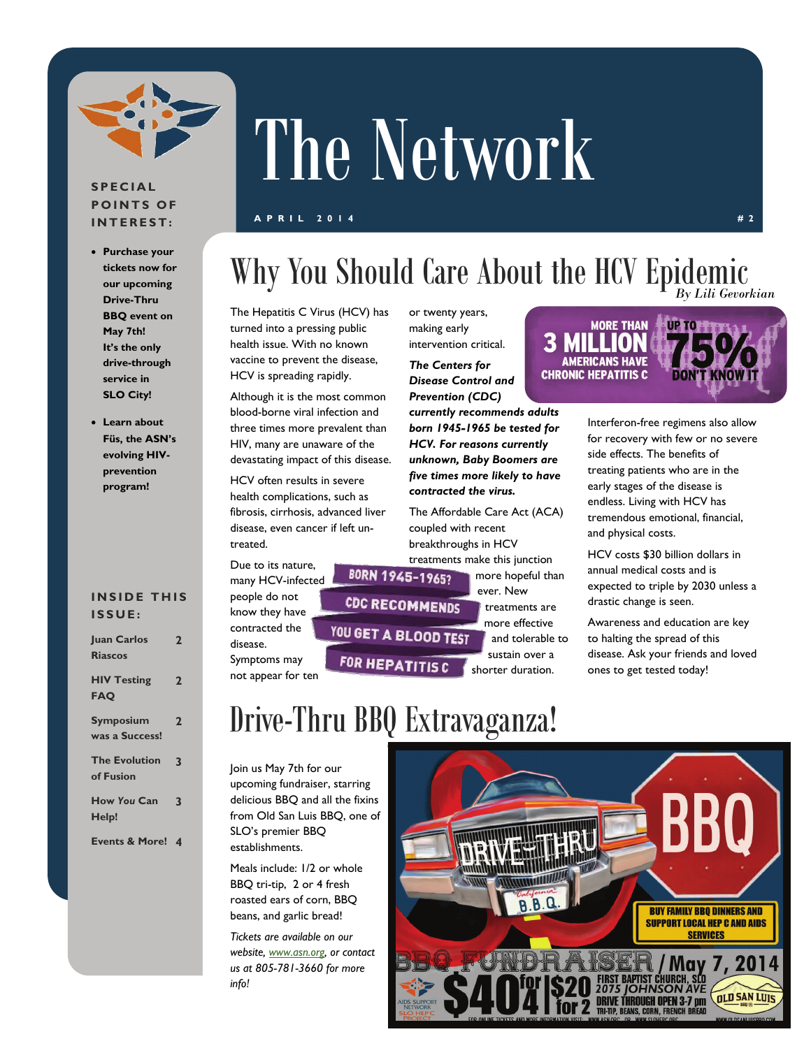# The Network

**APRIL 2014** | **#2**

**SPECIAL POINTS OF INTEREST:**

- **Purchase your tickets now for our upcoming Drive-Thru BBQ event on May 7th! It's the only drive-through service in SLO City!**
- **Learn about Füs, the ASN's evolving HIV-prevention program!**

**INSIDE THIS ISSUE:**

| | |
|---|---|
| Juan Carlos Riascos | 2 |
| HIV Testing FAQ | 2 |
| Symposium was a Success! | 2 |
| The Evolution of Fusion | 3 |
| How *You* Can Help! | 3 |
| Events & More! | 4 |

## Why You Should Care About the HCV Epidemic

*By Lili Gevorkian*

The Hepatitis C Virus (HCV) has turned into a pressing public health issue. With no known vaccine to prevent the disease, HCV is spreading rapidly.

Although it is the most common blood-borne viral infection and three times more prevalent than HIV, many are unaware of the devastating impact of this disease.

HCV often results in severe health complications, such as fibrosis, cirrhosis, advanced liver disease, even cancer if left untreated.

Due to its nature, many HCV-infected people do not know they have contracted the disease. Symptoms may not appear for ten or twenty years, making early intervention critical.

***The Centers for Disease Control and Prevention (CDC) currently recommends adults born 1945-1965 be tested for HCV. For reasons currently unknown, Baby Boomers are five times more likely to have contracted the virus.***

BORN 1945-1965? CDC RECOMMENDS YOU GET A BLOOD TEST FOR HEPATITIS C

The Affordable Care Act (ACA) coupled with recent breakthroughs in HCV treatments make this junction more hopeful than ever. New treatments are more effective and tolerable to sustain over a shorter duration.

MORE THAN 3 MILLION AMERICANS HAVE CHRONIC HEPATITIS C — UP TO 75% DON'T KNOW IT

Interferon-free regimens also allow for recovery with few or no severe side effects. The benefits of treating patients who are in the early stages of the disease is endless. Living with HCV has tremendous emotional, financial, and physical costs.

HCV costs $30 billion dollars in annual medical costs and is expected to triple by 2030 unless a drastic change is seen.

Awareness and education are key to halting the spread of this disease. Ask your friends and loved ones to get tested today!

## Drive-Thru BBQ Extravaganza!

Join us May 7th for our upcoming fundraiser, starring delicious BBQ and all the fixins from Old San Luis BBQ, one of SLO's premier BBQ establishments.

Meals include: 1/2 or whole BBQ tri-tip, 2 or 4 fresh roasted ears of corn, BBQ beans, and garlic bread!

*Tickets are available on our website, www.asn.org, or contact us at 805-781-3660 for more info!*

DRIVE-THRU BBQ — BUY FAMILY BBQ DINNERS AND SUPPORT LOCAL HEP C AND AIDS SERVICES

BBQ FUNDRAISER / May 7, 2014 — $40 for 4 | $20 for 2 — FIRST BAPTIST CHURCH, SLO, 2075 JOHNSON AVE, DRIVE THROUGH OPEN 3-7 pm — TRI-TIP, BEANS, CORN, FRENCH BREAD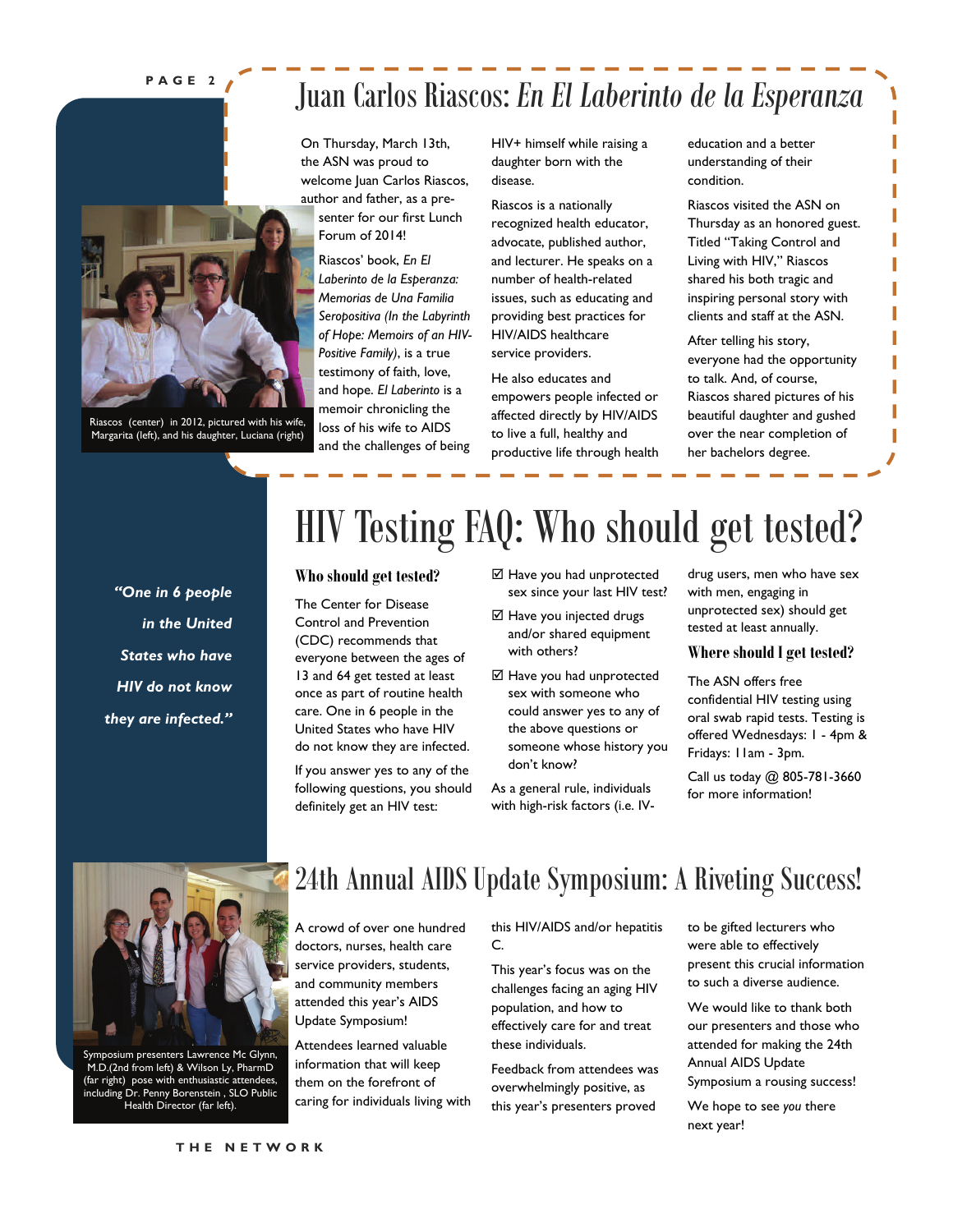# Juan Carlos Riascos: *En El Laberinto de la Esperanza*

On Thursday, March 13th, the ASN was proud to welcome Juan Carlos Riascos, author and father, as a presenter for our first Lunch Forum of 2014!

Riascos (center) in 2012, pictured with his wife, Margarita (left), and his daughter, Luciana (right)

Riascos' book, *En El Laberinto de la Esperanza: Memorias de Una Familia Seropositiva (In the Labyrinth of Hope: Memoirs of an HIV-Positive Family)*, is a true testimony of faith, love, and hope. *El Laberinto* is a memoir chronicling the loss of his wife to AIDS and the challenges of being HIV+ himself while raising a daughter born with the disease.

Riascos is a nationally recognized health educator, advocate, published author, and lecturer. He speaks on a number of health-related issues, such as educating and providing best practices for HIV/AIDS healthcare service providers.

He also educates and empowers people infected or affected directly by HIV/AIDS to live a full, healthy and productive life through health education and a better understanding of their condition.

Riascos visited the ASN on Thursday as an honored guest. Titled "Taking Control and Living with HIV," Riascos shared his both tragic and inspiring personal story with clients and staff at the ASN.

After telling his story, everyone had the opportunity to talk. And, of course, Riascos shared pictures of his beautiful daughter and gushed over the near completion of her bachelors degree.

# HIV Testing FAQ: Who should get tested?

*"One in 6 people in the United States who have HIV do not know they are infected."*

### Who should get tested?

The Center for Disease Control and Prevention (CDC) recommends that everyone between the ages of 13 and 64 get tested at least once as part of routine health care. One in 6 people in the United States who have HIV do not know they are infected.

If you answer yes to any of the following questions, you should definitely get an HIV test:

- ☑ Have you had unprotected sex since your last HIV test?
- ☑ Have you injected drugs and/or shared equipment with others?
- ☑ Have you had unprotected sex with someone who could answer yes to any of the above questions or someone whose history you don't know?

As a general rule, individuals with high-risk factors (i.e. IV-drug users, men who have sex with men, engaging in unprotected sex) should get tested at least annually.

### Where should I get tested?

The ASN offers free confidential HIV testing using oral swab rapid tests. Testing is offered Wednesdays: 1 - 4pm & Fridays: 11am - 3pm.

Call us today @ 805-781-3660 for more information!

# 24th Annual AIDS Update Symposium: A Riveting Success!

Symposium presenters Lawrence Mc Glynn, M.D.(2nd from left) & Wilson Ly, PharmD (far right) pose with enthusiastic attendees, including Dr. Penny Borenstein , SLO Public Health Director (far left).

A crowd of over one hundred doctors, nurses, health care service providers, students, and community members attended this year's AIDS Update Symposium!

Attendees learned valuable information that will keep them on the forefront of caring for individuals living with this HIV/AIDS and/or hepatitis C.

This year's focus was on the challenges facing an aging HIV population, and how to effectively care for and treat these individuals.

Feedback from attendees was overwhelmingly positive, as this year's presenters proved to be gifted lecturers who were able to effectively present this crucial information to such a diverse audience.

We would like to thank both our presenters and those who attended for making the 24th Annual AIDS Update Symposium a rousing success!

We hope to see *you* there next year!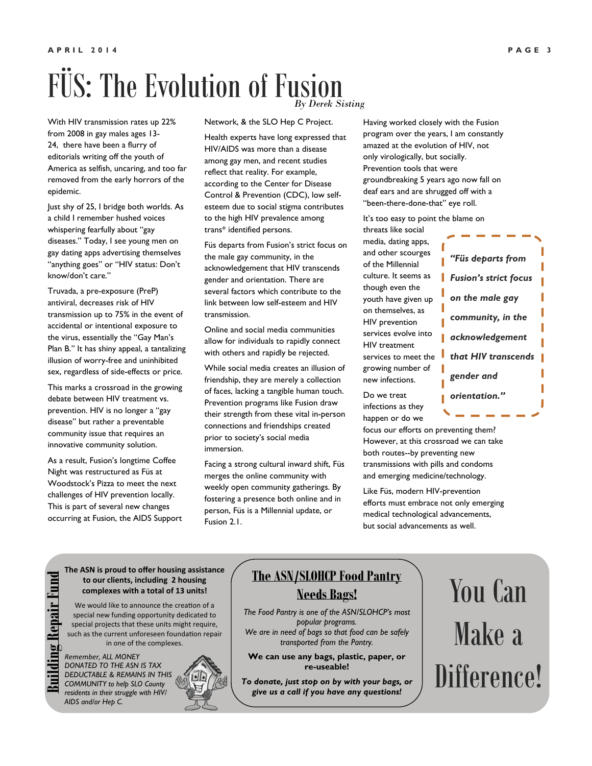# FÜS: The Evolution of Fusion

*By Derek Sisting*

With HIV transmission rates up 22% from 2008 in gay males ages 13-24, there have been a flurry of editorials writing off the youth of America as selfish, uncaring, and too far removed from the early horrors of the epidemic.

Just shy of 25, I bridge both worlds. As a child I remember hushed voices whispering fearfully about "gay diseases." Today, I see young men on gay dating apps advertising themselves "anything goes" or "HIV status: Don't know/don't care."

Truvada, a pre-exposure (PreP) antiviral, decreases risk of HIV transmission up to 75% in the event of accidental or intentional exposure to the virus, essentially the "Gay Man's Plan B." It has shiny appeal, a tantalizing illusion of worry-free and uninhibited sex, regardless of side-effects or price.

This marks a crossroad in the growing debate between HIV treatment vs. prevention. HIV is no longer a "gay disease" but rather a preventable community issue that requires an innovative community solution.

As a result, Fusion's longtime Coffee Night was restructured as Füs at Woodstock's Pizza to meet the next challenges of HIV prevention locally. This is part of several new changes occurring at Fusion, the AIDS Support Network, & the SLO Hep C Project.

Health experts have long expressed that HIV/AIDS was more than a disease among gay men, and recent studies reflect that reality. For example, according to the Center for Disease Control & Prevention (CDC), low self-esteem due to social stigma contributes to the high HIV prevalence among trans* identified persons.

Füs departs from Fusion's strict focus on the male gay community, in the acknowledgement that HIV transcends gender and orientation. There are several factors which contribute to the link between low self-esteem and HIV transmission.

Online and social media communities allow for individuals to rapidly connect with others and rapidly be rejected.

While social media creates an illusion of friendship, they are merely a collection of faces, lacking a tangible human touch. Prevention programs like Fusion draw their strength from these vital in-person connections and friendships created prior to society's social media immersion.

Facing a strong cultural inward shift, Füs merges the online community with weekly open community gatherings. By fostering a presence both online and in person, Füs is a Millennial update, or Fusion 2.1.

Having worked closely with the Fusion program over the years, I am constantly amazed at the evolution of HIV, not only virologically, but socially. Prevention tools that were groundbreaking 5 years ago now fall on deaf ears and are shrugged off with a "been-there-done-that" eye roll.

It's too easy to point the blame on threats like social media, dating apps, and other scourges of the Millennial culture. It seems as though even the youth have given up on themselves, as HIV prevention services evolve into HIV treatment services to meet the growing number of new infections.

> ***"Füs departs from Fusion's strict focus on the male gay community, in the acknowledgement that HIV transcends gender and orientation."***

Do we treat infections as they happen or do we focus our efforts on preventing them? However, at this crossroad we can take both routes--by preventing new transmissions with pills and condoms and emerging medicine/technology.

Like Füs, modern HIV-prevention efforts must embrace not only emerging medical technological advancements, but social advancements as well.

---

## Building Repair Fund

**The ASN is proud to offer housing assistance to our clients, including 2 housing complexes with a total of 13 units!**

We would like to announce the creation of a special new funding opportunity dedicated to special projects that these units might require, such as the current unforeseen foundation repair in one of the complexes.

*Remember, ALL MONEY DONATED TO THE ASN IS TAX DEDUCTABLE & REMAINS IN THIS COMMUNITY to help SLO County residents in their struggle with HIV/AIDS and/or Hep C.*

## The ASN/SLOHCP Food Pantry Needs Bags!

*The Food Pantry is one of the ASN/SLOHCP's most popular programs.*
*We are in need of bags so that food can be safely transported from the Pantry.*

**We can use any bags, plastic, paper, or re-useable!**

***To donate, just stop on by with your bags, or give us a call if you have any questions!***

# You Can Make a Difference!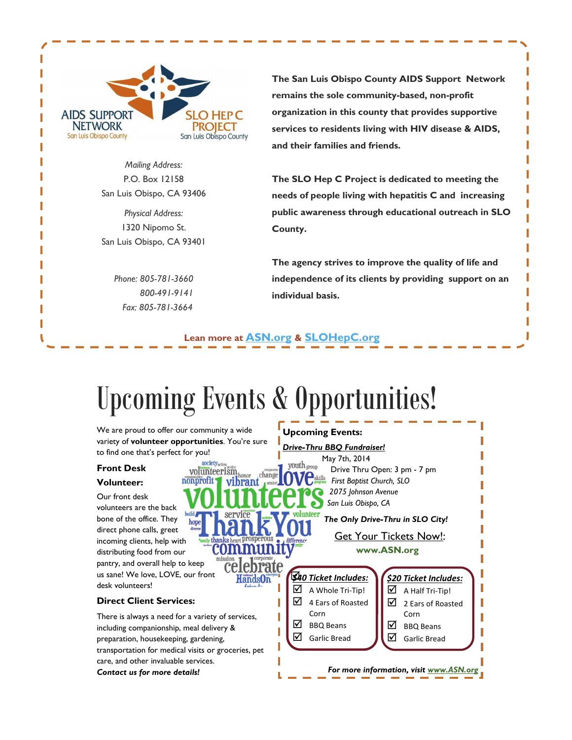AIDS SUPPORT NETWORK
San Luis Obispo County

SLO HEP C PROJECT
San Luis Obispo County

*Mailing Address:*
P.O. Box 12158
San Luis Obispo, CA 93406

*Physical Address:*
1320 Nipomo St.
San Luis Obispo, CA 93401

*Phone: 805-781-3660*
*800-491-9141*
*Fax: 805-781-3664*

**The San Luis Obispo County AIDS Support Network remains the sole community-based, non-profit organization in this county that provides supportive services to residents living with HIV disease & AIDS, and their families and friends.**

**The SLO Hep C Project is dedicated to meeting the needs of people living with hepatitis C and increasing public awareness through educational outreach in SLO County.**

**The agency strives to improve the quality of life and independence of its clients by providing support on an individual basis.**

**Lean more at ASN.org & SLOHepC.org**

# Upcoming Events & Opportunities!

We are proud to offer our community a wide variety of **volunteer opportunities**. You're sure to find one that's perfect for you!

### Front Desk Volunteer:

Our front desk volunteers are the back bone of the office. They direct phone calls, greet incoming clients, help with distributing food from our pantry, and overall help to keep us sane! We love, LOVE, our front desk volunteers!

### Direct Client Services:

There is always a need for a variety of services, including companionship, meal delivery & preparation, housekeeping, gardening, transportation for medical visits or groceries, pet care, and other invaluable services.

***Contact us for more details!***

### Upcoming Events:

***Drive-Thru BBQ Fundraiser!***

May 7th, 2014
Drive Thru Open: 3 pm - 7 pm
*First Baptist Church, SLO*
*2075 Johnson Avenue*
*San Luis Obispo, CA*

***The Only Drive-Thru in SLO City!***

Get Your Tickets Now!:
**www.ASN.org**

***$40 Ticket Includes:***

- ☑ A Whole Tri-Tip!
- ☑ 4 Ears of Roasted Corn
- ☑ BBQ Beans
- ☑ Garlic Bread

***$20 Ticket Includes:***

- ☑ A Half Tri-Tip!
- ☑ 2 Ears of Roasted Corn
- ☑ BBQ Beans
- ☑ Garlic Bread

***For more information, visit www.ASN.org***